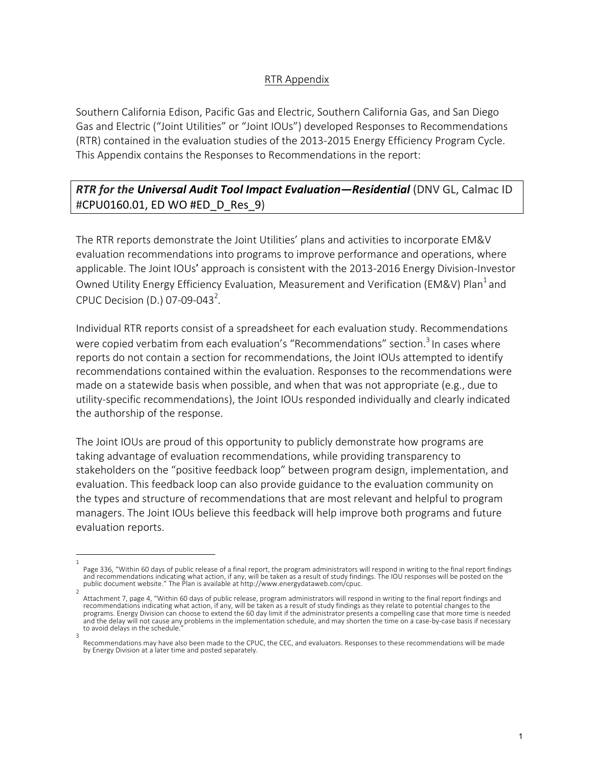RTR Appendix

Southern California Edison, Pacific Gas and Electric, Southern California Gas, and San Diego Gas and Electric ("Joint Utilities" or "Joint IOUs") developed Responses to Recommendations (RTR) contained in the evaluation studies of the 2013-2015 Energy Efficiency Program Cycle. This Appendix contains the Responses to Recommendations in the report:

***RTR for the Universal Audit Tool Impact Evaluation—Residential*** (DNV GL, Calmac ID #CPU0160.01, ED WO #ED_D_Res_9)

The RTR reports demonstrate the Joint Utilities' plans and activities to incorporate EM&V evaluation recommendations into programs to improve performance and operations, where applicable. The Joint IOUs' approach is consistent with the 2013-2016 Energy Division-Investor Owned Utility Energy Efficiency Evaluation, Measurement and Verification (EM&V) Plan[1] and CPUC Decision (D.) 07-09-043[2].

Individual RTR reports consist of a spreadsheet for each evaluation study. Recommendations were copied verbatim from each evaluation's "Recommendations" section.[3] In cases where reports do not contain a section for recommendations, the Joint IOUs attempted to identify recommendations contained within the evaluation. Responses to the recommendations were made on a statewide basis when possible, and when that was not appropriate (e.g., due to utility-specific recommendations), the Joint IOUs responded individually and clearly indicated the authorship of the response.

The Joint IOUs are proud of this opportunity to publicly demonstrate how programs are taking advantage of evaluation recommendations, while providing transparency to stakeholders on the "positive feedback loop" between program design, implementation, and evaluation. This feedback loop can also provide guidance to the evaluation community on the types and structure of recommendations that are most relevant and helpful to program managers. The Joint IOUs believe this feedback will help improve both programs and future evaluation reports.

---

[1] Page 336, "Within 60 days of public release of a final report, the program administrators will respond in writing to the final report findings and recommendations indicating what action, if any, will be taken as a result of study findings. The IOU responses will be posted on the public document website." The Plan is available at http://www.energydataweb.com/cpuc.

[2] Attachment 7, page 4, "Within 60 days of public release, program administrators will respond in writing to the final report findings and recommendations indicating what action, if any, will be taken as a result of study findings as they relate to potential changes to the programs. Energy Division can choose to extend the 60 day limit if the administrator presents a compelling case that more time is needed and the delay will not cause any problems in the implementation schedule, and may shorten the time on a case-by-case basis if necessary to avoid delays in the schedule."

[3] Recommendations may have also been made to the CPUC, the CEC, and evaluators. Responses to these recommendations will be made by Energy Division at a later time and posted separately.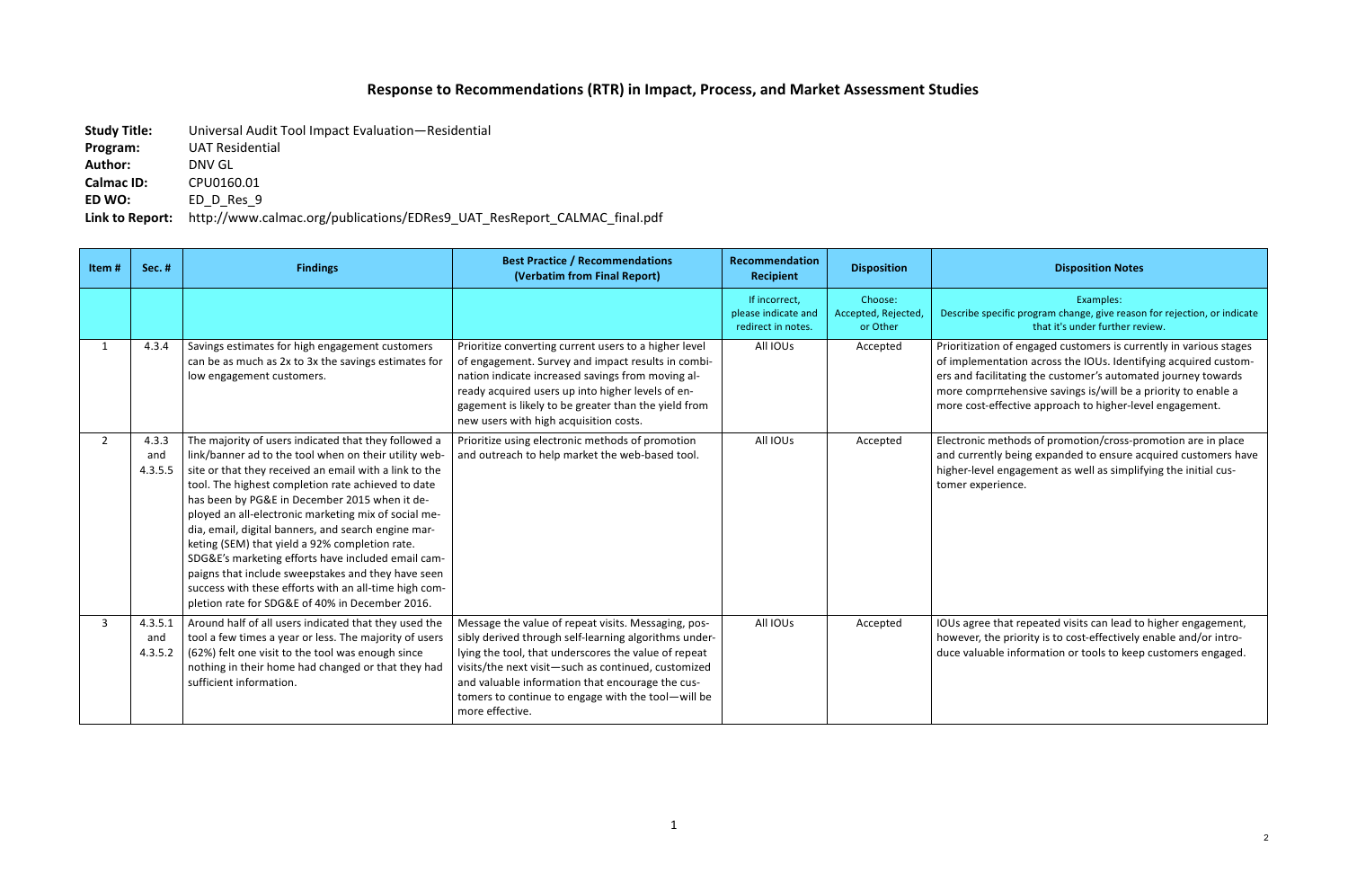# Response to Recommendations (RTR) in Impact, Process, and Market Assessment Studies

**Study Title:** Universal Audit Tool Impact Evaluation—Residential
**Program:** UAT Residential
**Author:** DNV GL
**Calmac ID:** CPU0160.01
**ED WO:** ED_D_Res_9
**Link to Report:** http://www.calmac.org/publications/EDRes9_UAT_ResReport_CALMAC_final.pdf

| Item # | Sec. # | Findings | Best Practice / Recommendations (Verbatim from Final Report) | Recommendation Recipient | Disposition | Disposition Notes |
|---|---|---|---|---|---|---|
| | | | | If incorrect, please indicate and redirect in notes. | Choose: Accepted, Rejected, or Other | Examples: Describe specific program change, give reason for rejection, or indicate that it's under further review. |
| 1 | 4.3.4 | Savings estimates for high engagement customers can be as much as 2x to 3x the savings estimates for low engagement customers. | Prioritize converting current users to a higher level of engagement. Survey and impact results in combination indicate increased savings from moving already acquired users up into higher levels of engagement is likely to be greater than the yield from new users with high acquisition costs. | All IOUs | Accepted | Prioritization of engaged customers is currently in various stages of implementation across the IOUs. Identifying acquired customers and facilitating the customer's automated journey towards more comprπehensive savings is/will be a priority to enable a more cost-effective approach to higher-level engagement. |
| 2 | 4.3.3 and 4.3.5.5 | The majority of users indicated that they followed a link/banner ad to the tool when on their utility website or that they received an email with a link to the tool. The highest completion rate achieved to date has been by PG&E in December 2015 when it deployed an all-electronic marketing mix of social media, email, digital banners, and search engine marketing (SEM) that yield a 92% completion rate. SDG&E's marketing efforts have included email campaigns that include sweepstakes and they have seen success with these efforts with an all-time high completion rate for SDG&E of 40% in December 2016. | Prioritize using electronic methods of promotion and outreach to help market the web-based tool. | All IOUs | Accepted | Electronic methods of promotion/cross-promotion are in place and currently being expanded to ensure acquired customers have higher-level engagement as well as simplifying the initial customer experience. |
| 3 | 4.3.5.1 and 4.3.5.2 | Around half of all users indicated that they used the tool a few times a year or less. The majority of users (62%) felt one visit to the tool was enough since nothing in their home had changed or that they had sufficient information. | Message the value of repeat visits. Messaging, possibly derived through self-learning algorithms underlying the tool, that underscores the value of repeat visits/the next visit—such as continued, customized and valuable information that encourage the customers to continue to engage with the tool—will be more effective. | All IOUs | Accepted | IOUs agree that repeated visits can lead to higher engagement, however, the priority is to cost-effectively enable and/or introduce valuable information or tools to keep customers engaged. |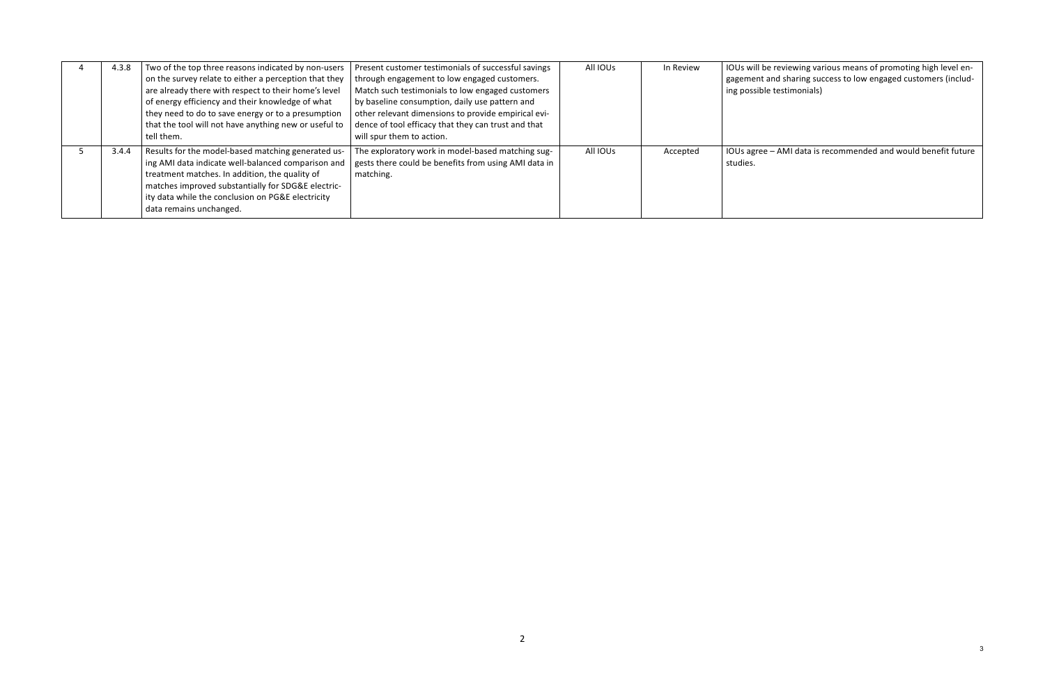| | | | | | | |
|---|---|---|---|---|---|---|
| 4 | 4.3.8 | Two of the top three reasons indicated by non-users on the survey relate to either a perception that they are already there with respect to their home's level of energy efficiency and their knowledge of what they need to do to save energy or to a presumption that the tool will not have anything new or useful to tell them. | Present customer testimonials of successful savings through engagement to low engaged customers. Match such testimonials to low engaged customers by baseline consumption, daily use pattern and other relevant dimensions to provide empirical evidence of tool efficacy that they can trust and that will spur them to action. | All IOUs | In Review | IOUs will be reviewing various means of promoting high level engagement and sharing success to low engaged customers (including possible testimonials) |
| 5 | 3.4.4 | Results for the model-based matching generated using AMI data indicate well-balanced comparison and treatment matches. In addition, the quality of matches improved substantially for SDG&E electricity data while the conclusion on PG&E electricity data remains unchanged. | The exploratory work in model-based matching suggests there could be benefits from using AMI data in matching. | All IOUs | Accepted | IOUs agree – AMI data is recommended and would benefit future studies. |